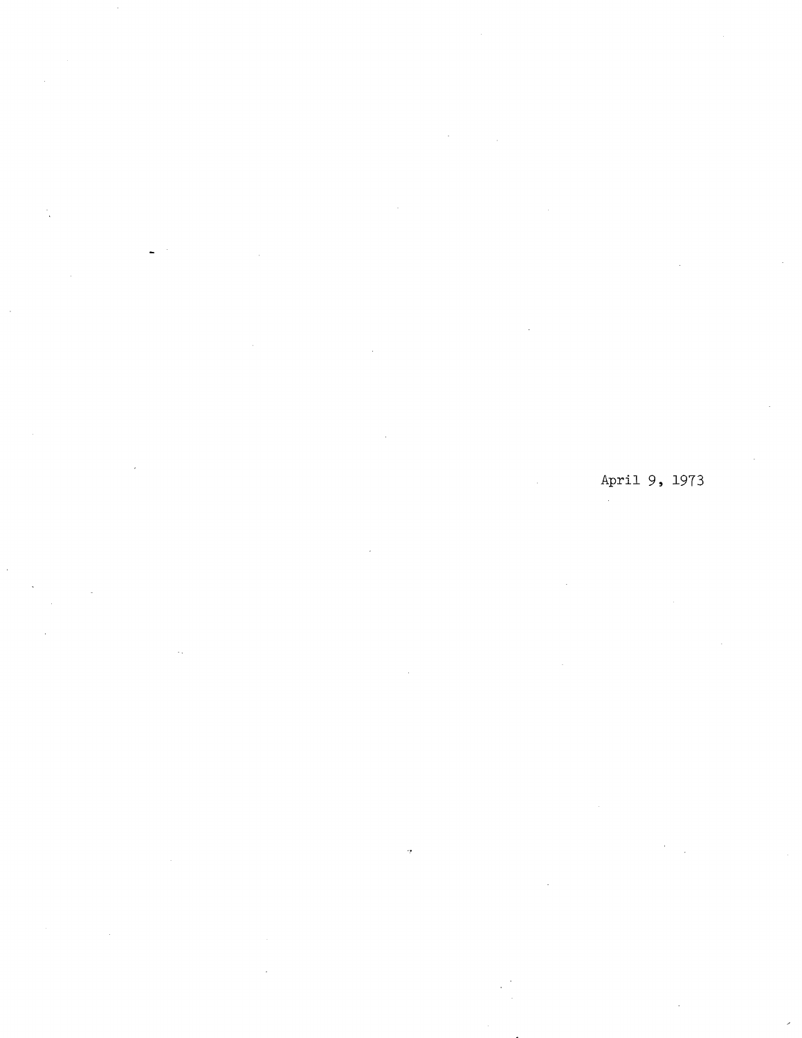April 9, 1973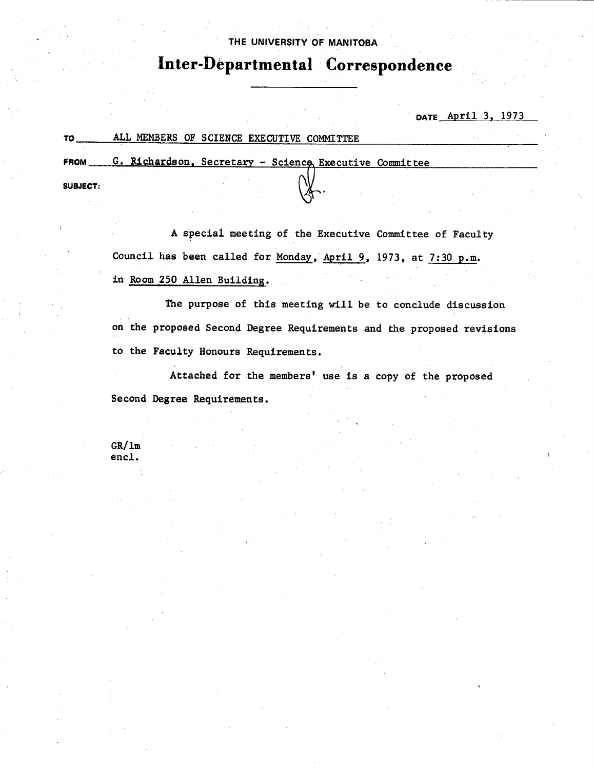THE UNIVERSITY OF MANITOBA

# Inter-Departmental Correspondence

DATE April 3, 1973

TO ALL MEMBERS OF SCIENCE EXECUTIVE COMMITTEE

FROM G. Richardson, Secretary - Science Executive Committee

SUBJECT:

A special meeting of the Executive Committee of Faculty Council has been called for Monday, April 9, 1973, at 7:30 p.m. in Room 250 Allen Building.

The purpose of this meeting will be to conclude discussion on the proposed Second Degree Requirements and the proposed revisions to the Faculty Honours Requirements.

Attached for the members' use is a copy of the proposed Second Degree Requirements.

GR/lm
encl.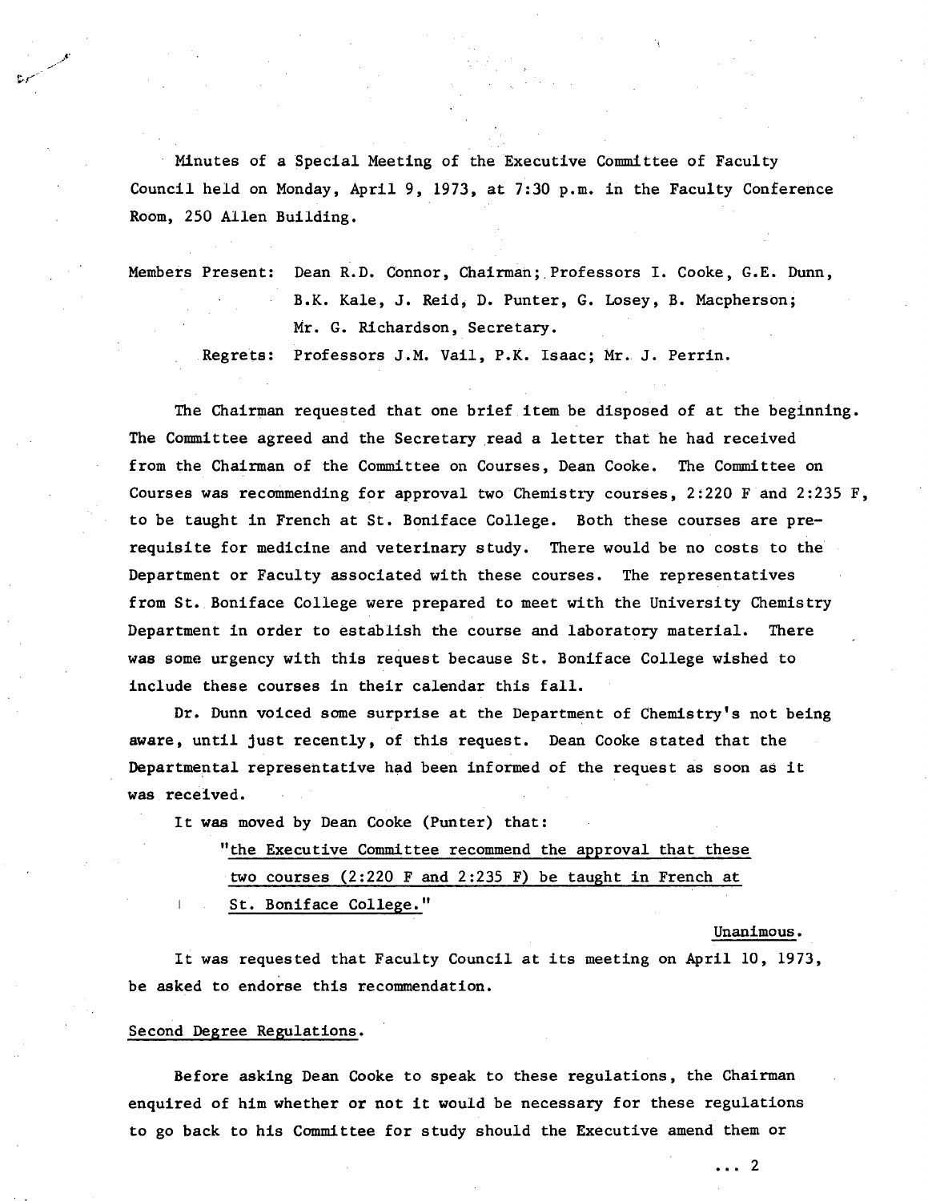Minutes of a Special Meeting of the Executive Committee of Faculty Council held on Monday, April 9, 1973, at 7:30 p.m. in the Faculty Conference Room, 250 Allen Building.

Members Present: Dean R.D. Connor, Chairman; Professors I. Cooke, G.E. Dunn, B.K. Kale, J. Reid, D. Punter, G. Losey, B. Macpherson; Mr. G. Richardson, Secretary.

Regrets: Professors J.M. Vail, P.K. Isaac; Mr. J. Perrin.

The Chairman requested that one brief item be disposed of at the beginning. The Committee agreed and the Secretary read a letter that he had received from the Chairman of the Committee on Courses, Dean Cooke. The Committee on Courses was recommending for approval two Chemistry courses, 2:220 F and 2:235 F, to be taught in French at St. Boniface College. Both these courses are prerequisite for medicine and veterinary study. There would be no costs to the Department or Faculty associated with these courses. The representatives from St. Boniface College were prepared to meet with the University Chemistry Department in order to establish the course and laboratory material. There was some urgency with this request because St. Boniface College wished to include these courses in their calendar this fall.

Dr. Dunn voiced some surprise at the Department of Chemistry's not being aware, until just recently, of this request. Dean Cooke stated that the Departmental representative had been informed of the request as soon as it was received.

It was moved by Dean Cooke (Punter) that:

> "the Executive Committee recommend the approval that these two courses (2:220 F and 2:235 F) be taught in French at St. Boniface College."

Unanimous.

It was requested that Faculty Council at its meeting on April 10, 1973, be asked to endorse this recommendation.

## Second Degree Regulations.

Before asking Dean Cooke to speak to these regulations, the Chairman enquired of him whether or not it would be necessary for these regulations to go back to his Committee for study should the Executive amend them or

... 2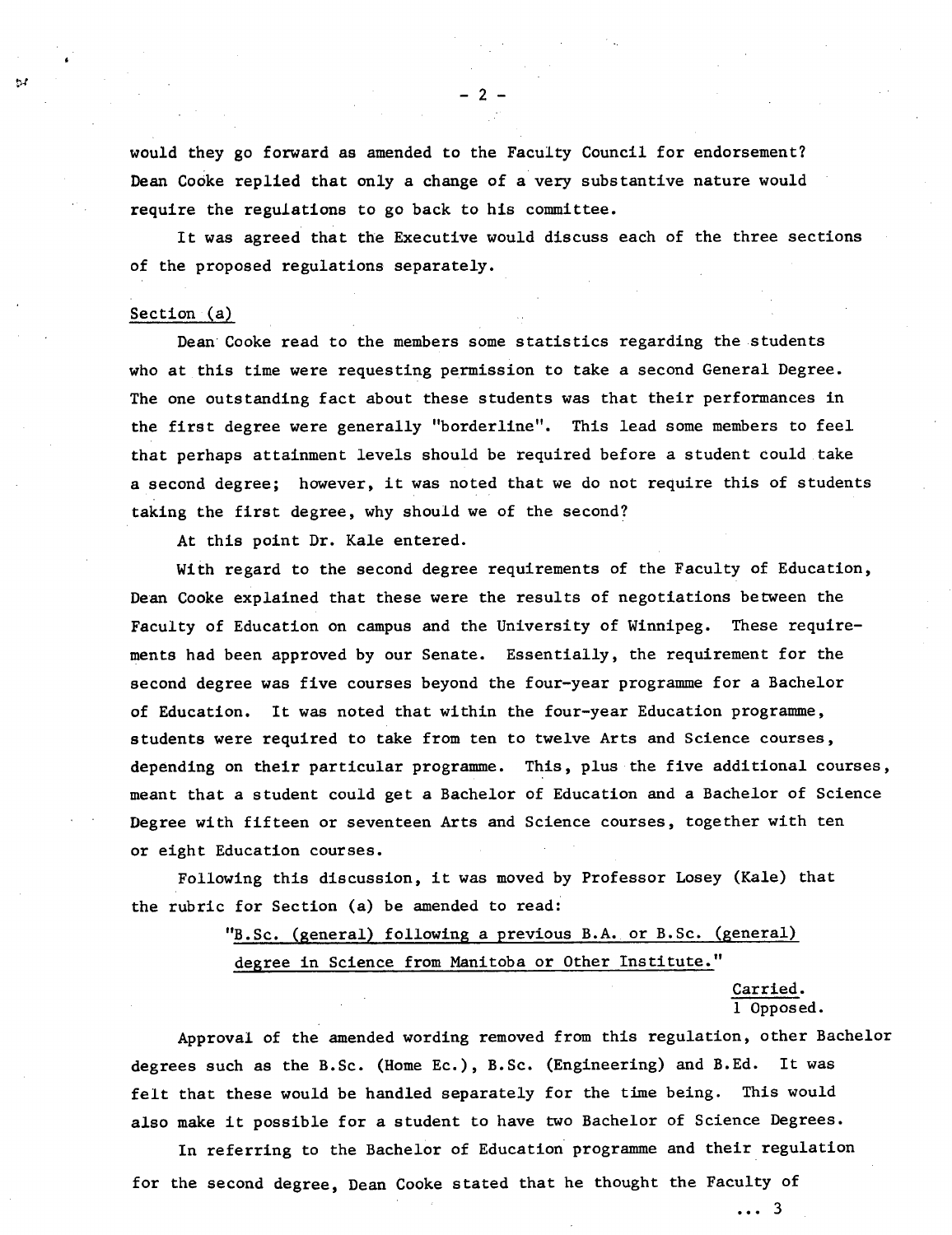would they go forward as amended to the Faculty Council for endorsement? Dean Cooke replied that only a change of a very substantive nature would require the regulations to go back to his committee.

It was agreed that the Executive would discuss each of the three sections of the proposed regulations separately.

Section (a)

Dean Cooke read to the members some statistics regarding the students who at this time were requesting permission to take a second General Degree. The one outstanding fact about these students was that their performances in the first degree were generally "borderline". This lead some members to feel that perhaps attainment levels should be required before a student could take a second degree; however, it was noted that we do not require this of students taking the first degree, why should we of the second?

At this point Dr. Kale entered.

With regard to the second degree requirements of the Faculty of Education, Dean Cooke explained that these were the results of negotiations between the Faculty of Education on campus and the University of Winnipeg. These requirements had been approved by our Senate. Essentially, the requirement for the second degree was five courses beyond the four-year programme for a Bachelor of Education. It was noted that within the four-year Education programme, students were required to take from ten to twelve Arts and Science courses, depending on their particular programme. This, plus the five additional courses, meant that a student could get a Bachelor of Education and a Bachelor of Science Degree with fifteen or seventeen Arts and Science courses, together with ten or eight Education courses.

Following this discussion, it was moved by Professor Losey (Kale) that the rubric for Section (a) be amended to read:

> "B.Sc. (general) following a previous B.A. or B.Sc. (general) degree in Science from Manitoba or Other Institute."

Carried.
1 Opposed.

Approval of the amended wording removed from this regulation, other Bachelor degrees such as the B.Sc. (Home Ec.), B.Sc. (Engineering) and B.Ed. It was felt that these would be handled separately for the time being. This would also make it possible for a student to have two Bachelor of Science Degrees.

In referring to the Bachelor of Education programme and their regulation for the second degree, Dean Cooke stated that he thought the Faculty of

... 3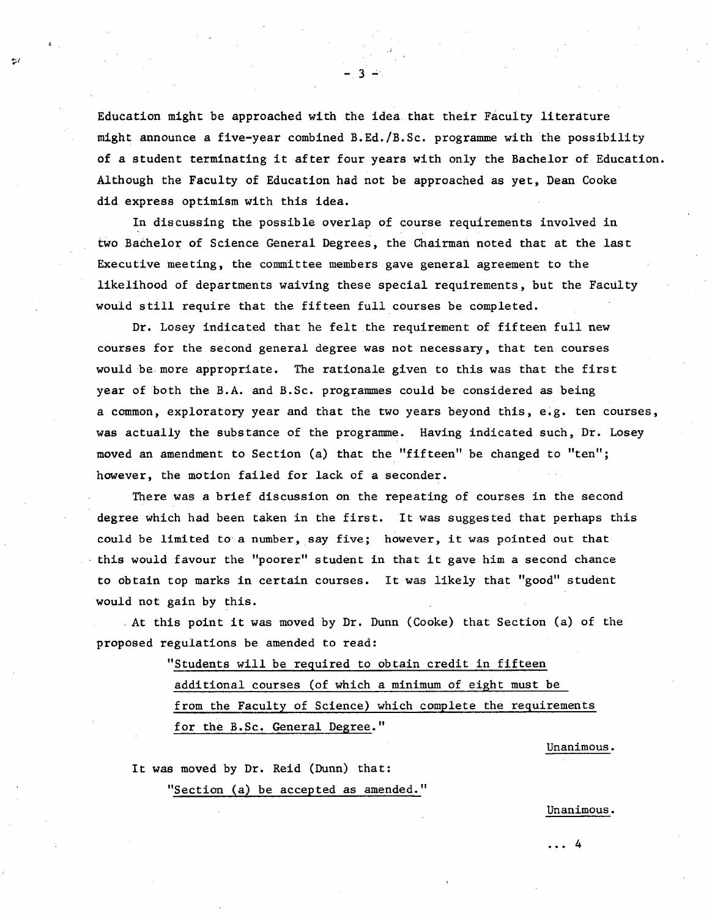Education might be approached with the idea that their Faculty literature might announce a five-year combined B.Ed./B.Sc. programme with the possibility of a student terminating it after four years with only the Bachelor of Education. Although the Faculty of Education had not be approached as yet, Dean Cooke did express optimism with this idea.

In discussing the possible overlap of course requirements involved in two Bachelor of Science General Degrees, the Chairman noted that at the last Executive meeting, the committee members gave general agreement to the likelihood of departments waiving these special requirements, but the Faculty would still require that the fifteen full courses be completed.

Dr. Losey indicated that he felt the requirement of fifteen full new courses for the second general degree was not necessary, that ten courses would be more appropriate. The rationale given to this was that the first year of both the B.A. and B.Sc. programmes could be considered as being a common, exploratory year and that the two years beyond this, e.g. ten courses, was actually the substance of the programme. Having indicated such, Dr. Losey moved an amendment to Section (a) that the "fifteen" be changed to "ten"; however, the motion failed for lack of a seconder.

There was a brief discussion on the repeating of courses in the second degree which had been taken in the first. It was suggested that perhaps this could be limited to a number, say five; however, it was pointed out that this would favour the "poorer" student in that it gave him a second chance to obtain top marks in certain courses. It was likely that "good" student would not gain by this.

At this point it was moved by Dr. Dunn (Cooke) that Section (a) of the proposed regulations be amended to read:

> "Students will be required to obtain credit in fifteen additional courses (of which a minimum of eight must be from the Faculty of Science) which complete the requirements for the B.Sc. General Degree."

Unanimous.

It was moved by Dr. Reid (Dunn) that:

> "Section (a) be accepted as amended."

Unanimous.

... 4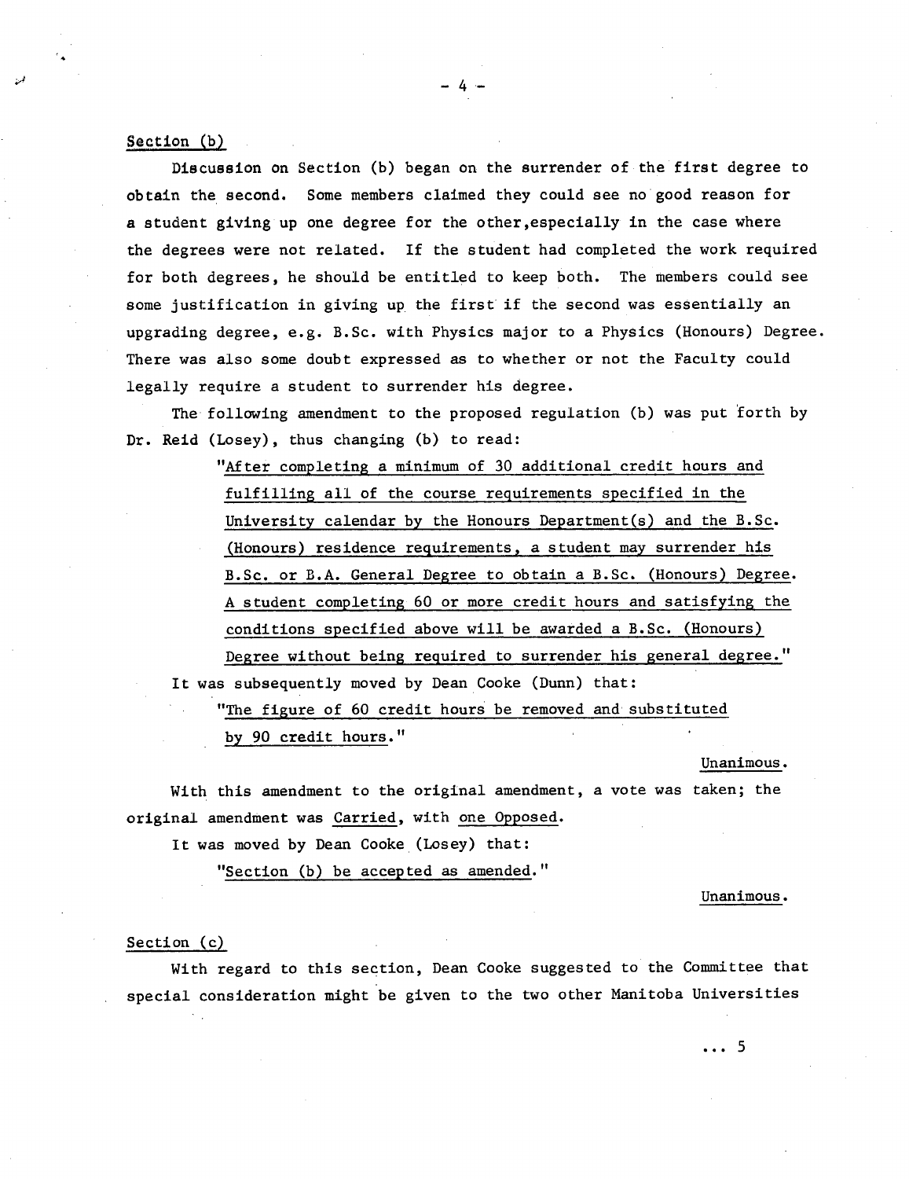Section (b)

Discussion on Section (b) began on the surrender of the first degree to obtain the second. Some members claimed they could see no good reason for a student giving up one degree for the other,especially in the case where the degrees were not related. If the student had completed the work required for both degrees, he should be entitled to keep both. The members could see some justification in giving up the first if the second was essentially an upgrading degree, e.g. B.Sc. with Physics major to a Physics (Honours) Degree. There was also some doubt expressed as to whether or not the Faculty could legally require a student to surrender his degree.

The following amendment to the proposed regulation (b) was put forth by Dr. Reid (Losey), thus changing (b) to read:

> "After completing a minimum of 30 additional credit hours and fulfilling all of the course requirements specified in the University calendar by the Honours Department(s) and the B.Sc. (Honours) residence requirements, a student may surrender his B.Sc. or B.A. General Degree to obtain a B.Sc. (Honours) Degree. A student completing 60 or more credit hours and satisfying the conditions specified above will be awarded a B.Sc. (Honours) Degree without being required to surrender his general degree."

It was subsequently moved by Dean Cooke (Dunn) that:

> "The figure of 60 credit hours be removed and substituted by 90 credit hours."

Unanimous.

With this amendment to the original amendment, a vote was taken; the original amendment was Carried, with one Opposed.

It was moved by Dean Cooke (Losey) that:

> "Section (b) be accepted as amended."

Unanimous.

Section (c)

With regard to this section, Dean Cooke suggested to the Committee that special consideration might be given to the two other Manitoba Universities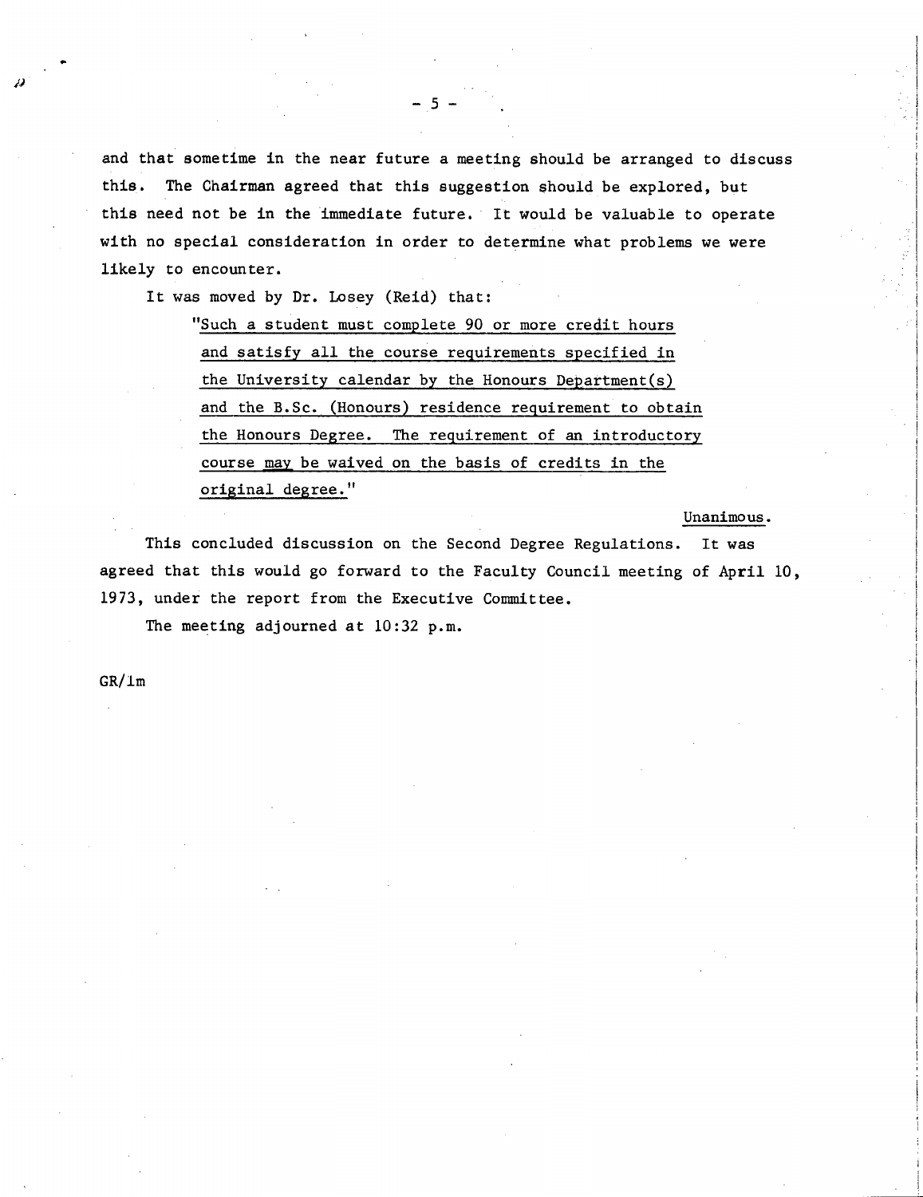and that sometime in the near future a meeting should be arranged to discuss this. The Chairman agreed that this suggestion should be explored, but this need not be in the immediate future. It would be valuable to operate with no special consideration in order to determine what problems we were likely to encounter.

It was moved by Dr. Losey (Reid) that:

> "Such a student must complete 90 or more credit hours and satisfy all the course requirements specified in the University calendar by the Honours Department(s) and the B.Sc. (Honours) residence requirement to obtain the Honours Degree. The requirement of an introductory course may be waived on the basis of credits in the original degree."

Unanimous.

This concluded discussion on the Second Degree Regulations. It was agreed that this would go forward to the Faculty Council meeting of April 10, 1973, under the report from the Executive Committee.

The meeting adjourned at 10:32 p.m.

GR/lm